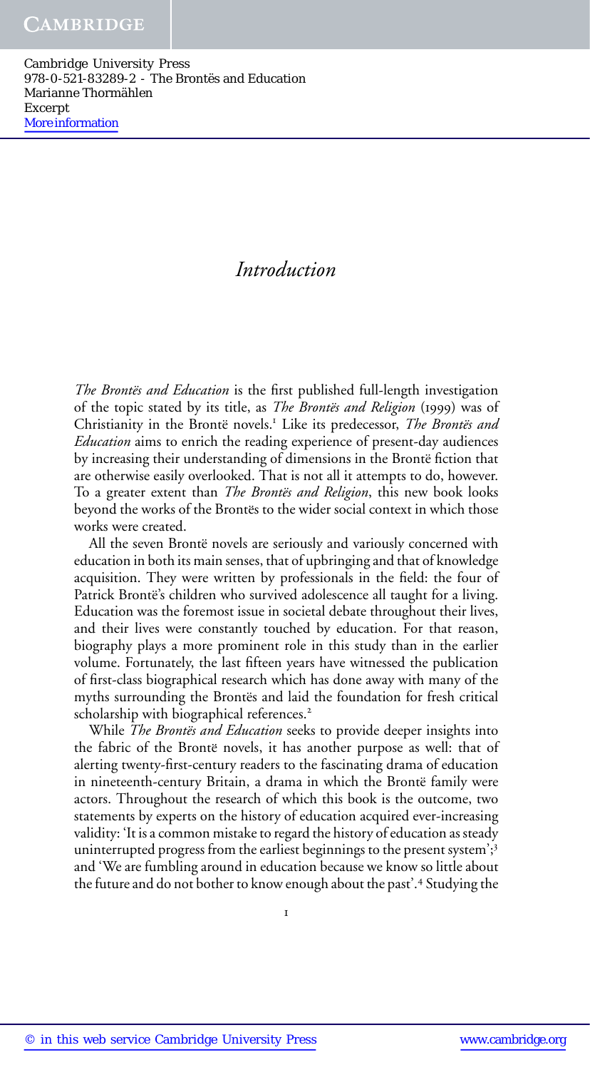# *Introduction*

*The Brontës and Education* is the first published full-length investigation of the topic stated by its title, as *The Brontës and Religion* (1999) was of Christianity in the Brontë novels.[1] Like its predecessor, *The Brontës and Education* aims to enrich the reading experience of present-day audiences by increasing their understanding of dimensions in the Brontë fiction that are otherwise easily overlooked. That is not all it attempts to do, however. To a greater extent than *The Brontës and Religion*, this new book looks beyond the works of the Brontës to the wider social context in which those works were created.

All the seven Brontë novels are seriously and variously concerned with education in both its main senses, that of upbringing and that of knowledge acquisition. They were written by professionals in the field: the four of Patrick Brontë's children who survived adolescence all taught for a living. Education was the foremost issue in societal debate throughout their lives, and their lives were constantly touched by education. For that reason, biography plays a more prominent role in this study than in the earlier volume. Fortunately, the last fifteen years have witnessed the publication of first-class biographical research which has done away with many of the myths surrounding the Brontës and laid the foundation for fresh critical scholarship with biographical references.[2]

While *The Brontës and Education* seeks to provide deeper insights into the fabric of the Brontë novels, it has another purpose as well: that of alerting twenty-first-century readers to the fascinating drama of education in nineteenth-century Britain, a drama in which the Brontë family were actors. Throughout the research of which this book is the outcome, two statements by experts on the history of education acquired ever-increasing validity: 'It is a common mistake to regard the history of education as steady uninterrupted progress from the earliest beginnings to the present system';[3] and 'We are fumbling around in education because we know so little about the future and do not bother to know enough about the past'.[4] Studying the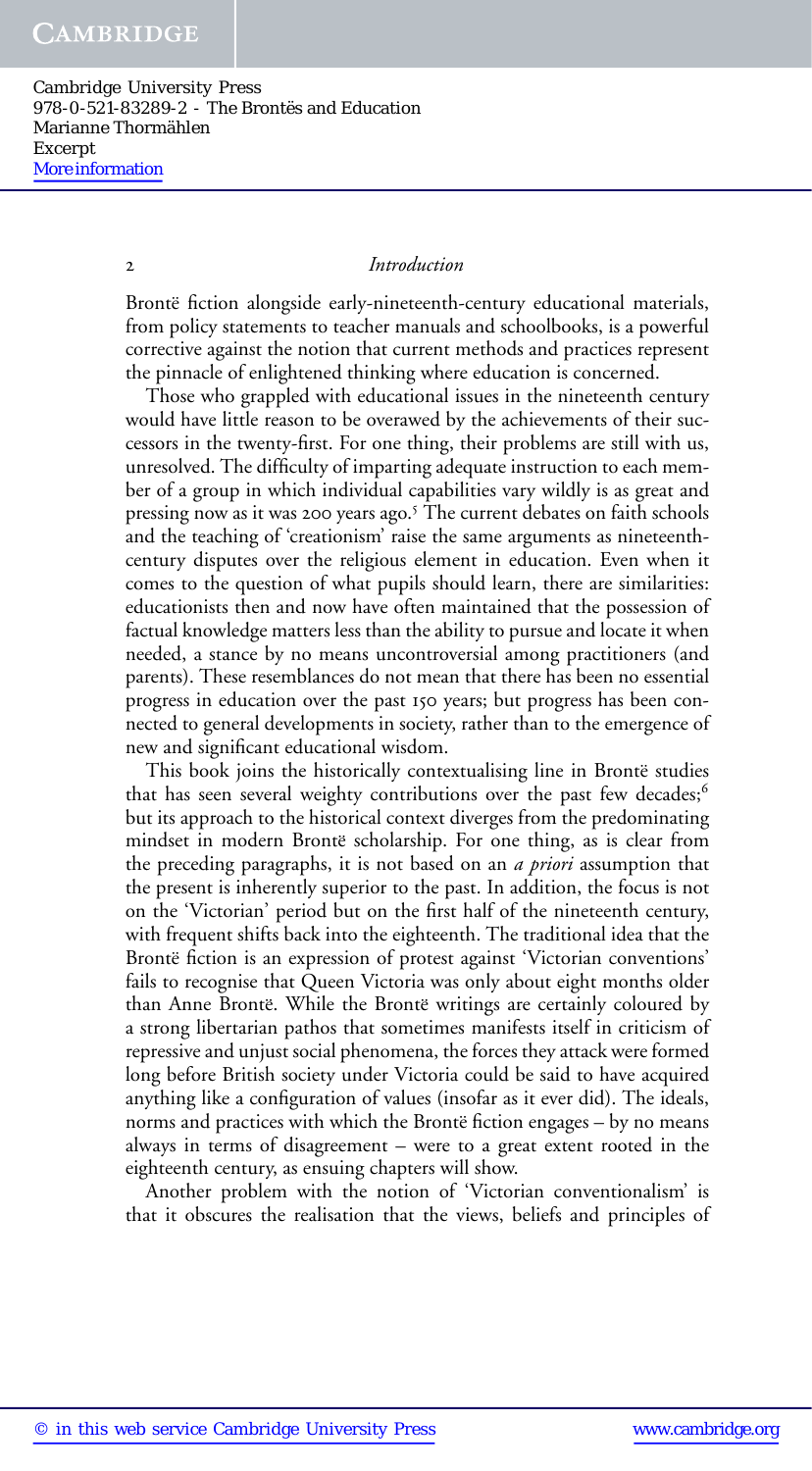Brontë fiction alongside early-nineteenth-century educational materials, from policy statements to teacher manuals and schoolbooks, is a powerful corrective against the notion that current methods and practices represent the pinnacle of enlightened thinking where education is concerned.

Those who grappled with educational issues in the nineteenth century would have little reason to be overawed by the achievements of their successors in the twenty-first. For one thing, their problems are still with us, unresolved. The difficulty of imparting adequate instruction to each member of a group in which individual capabilities vary wildly is as great and pressing now as it was 200 years ago.[5] The current debates on faith schools and the teaching of 'creationism' raise the same arguments as nineteenth-century disputes over the religious element in education. Even when it comes to the question of what pupils should learn, there are similarities: educationists then and now have often maintained that the possession of factual knowledge matters less than the ability to pursue and locate it when needed, a stance by no means uncontroversial among practitioners (and parents). These resemblances do not mean that there has been no essential progress in education over the past 150 years; but progress has been connected to general developments in society, rather than to the emergence of new and significant educational wisdom.

This book joins the historically contextualising line in Brontë studies that has seen several weighty contributions over the past few decades;[6] but its approach to the historical context diverges from the predominating mindset in modern Brontë scholarship. For one thing, as is clear from the preceding paragraphs, it is not based on an *a priori* assumption that the present is inherently superior to the past. In addition, the focus is not on the 'Victorian' period but on the first half of the nineteenth century, with frequent shifts back into the eighteenth. The traditional idea that the Brontë fiction is an expression of protest against 'Victorian conventions' fails to recognise that Queen Victoria was only about eight months older than Anne Brontë. While the Brontë writings are certainly coloured by a strong libertarian pathos that sometimes manifests itself in criticism of repressive and unjust social phenomena, the forces they attack were formed long before British society under Victoria could be said to have acquired anything like a configuration of values (insofar as it ever did). The ideals, norms and practices with which the Brontë fiction engages – by no means always in terms of disagreement – were to a great extent rooted in the eighteenth century, as ensuing chapters will show.

Another problem with the notion of 'Victorian conventionalism' is that it obscures the realisation that the views, beliefs and principles of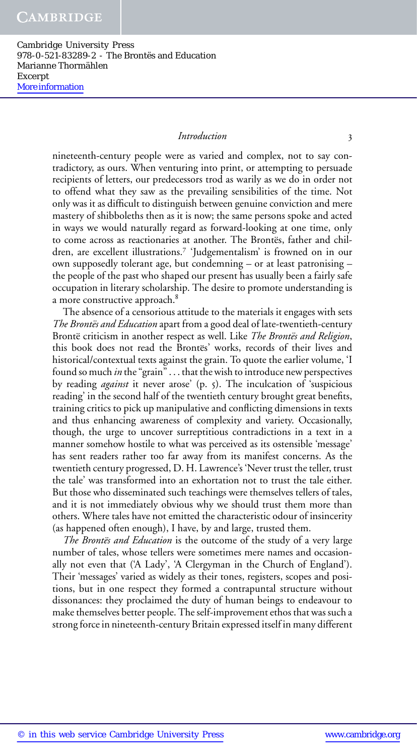nineteenth-century people were as varied and complex, not to say contradictory, as ours. When venturing into print, or attempting to persuade recipients of letters, our predecessors trod as warily as we do in order not to offend what they saw as the prevailing sensibilities of the time. Not only was it as difficult to distinguish between genuine conviction and mere mastery of shibboleths then as it is now; the same persons spoke and acted in ways we would naturally regard as forward-looking at one time, only to come across as reactionaries at another. The Brontës, father and children, are excellent illustrations.[7] 'Judgementalism' is frowned on in our own supposedly tolerant age, but condemning – or at least patronising – the people of the past who shaped our present has usually been a fairly safe occupation in literary scholarship. The desire to promote understanding is a more constructive approach.[8]

The absence of a censorious attitude to the materials it engages with sets *The Brontës and Education* apart from a good deal of late-twentieth-century Brontë criticism in another respect as well. Like *The Brontës and Religion*, this book does not read the Brontës' works, records of their lives and historical/contextual texts against the grain. To quote the earlier volume, 'I found so much *in* the "grain" . . . that the wish to introduce new perspectives by reading *against* it never arose' (p. 5). The inculcation of 'suspicious reading' in the second half of the twentieth century brought great benefits, training critics to pick up manipulative and conflicting dimensions in texts and thus enhancing awareness of complexity and variety. Occasionally, though, the urge to uncover surreptitious contradictions in a text in a manner somehow hostile to what was perceived as its ostensible 'message' has sent readers rather too far away from its manifest concerns. As the twentieth century progressed, D. H. Lawrence's 'Never trust the teller, trust the tale' was transformed into an exhortation not to trust the tale either. But those who disseminated such teachings were themselves tellers of tales, and it is not immediately obvious why we should trust them more than others. Where tales have not emitted the characteristic odour of insincerity (as happened often enough), I have, by and large, trusted them.

*The Brontës and Education* is the outcome of the study of a very large number of tales, whose tellers were sometimes mere names and occasionally not even that ('A Lady', 'A Clergyman in the Church of England'). Their 'messages' varied as widely as their tones, registers, scopes and positions, but in one respect they formed a contrapuntal structure without dissonances: they proclaimed the duty of human beings to endeavour to make themselves better people. The self-improvement ethos that was such a strong force in nineteenth-century Britain expressed itself in many different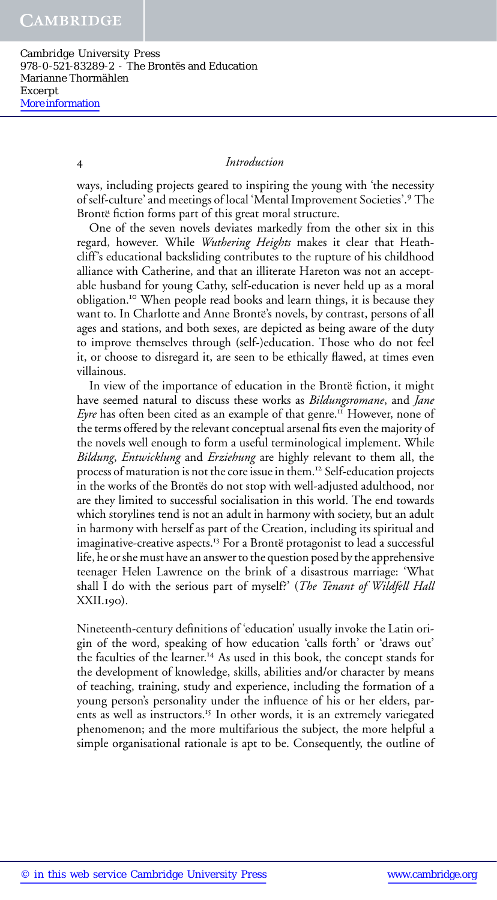ways, including projects geared to inspiring the young with 'the necessity of self-culture' and meetings of local 'Mental Improvement Societies'.[9] The Brontë fiction forms part of this great moral structure.

One of the seven novels deviates markedly from the other six in this regard, however. While *Wuthering Heights* makes it clear that Heathcliff's educational backsliding contributes to the rupture of his childhood alliance with Catherine, and that an illiterate Hareton was not an acceptable husband for young Cathy, self-education is never held up as a moral obligation.[10] When people read books and learn things, it is because they want to. In Charlotte and Anne Brontë's novels, by contrast, persons of all ages and stations, and both sexes, are depicted as being aware of the duty to improve themselves through (self-)education. Those who do not feel it, or choose to disregard it, are seen to be ethically flawed, at times even villainous.

In view of the importance of education in the Brontë fiction, it might have seemed natural to discuss these works as *Bildungsromane*, and *Jane Eyre* has often been cited as an example of that genre.[11] However, none of the terms offered by the relevant conceptual arsenal fits even the majority of the novels well enough to form a useful terminological implement. While *Bildung*, *Entwicklung* and *Erziehung* are highly relevant to them all, the process of maturation is not the core issue in them.[12] Self-education projects in the works of the Brontës do not stop with well-adjusted adulthood, nor are they limited to successful socialisation in this world. The end towards which storylines tend is not an adult in harmony with society, but an adult in harmony with herself as part of the Creation, including its spiritual and imaginative-creative aspects.[13] For a Brontë protagonist to lead a successful life, he or she must have an answer to the question posed by the apprehensive teenager Helen Lawrence on the brink of a disastrous marriage: 'What shall I do with the serious part of myself?' (*The Tenant of Wildfell Hall* XXII.190).

Nineteenth-century definitions of 'education' usually invoke the Latin origin of the word, speaking of how education 'calls forth' or 'draws out' the faculties of the learner.[14] As used in this book, the concept stands for the development of knowledge, skills, abilities and/or character by means of teaching, training, study and experience, including the formation of a young person's personality under the influence of his or her elders, parents as well as instructors.[15] In other words, it is an extremely variegated phenomenon; and the more multifarious the subject, the more helpful a simple organisational rationale is apt to be. Consequently, the outline of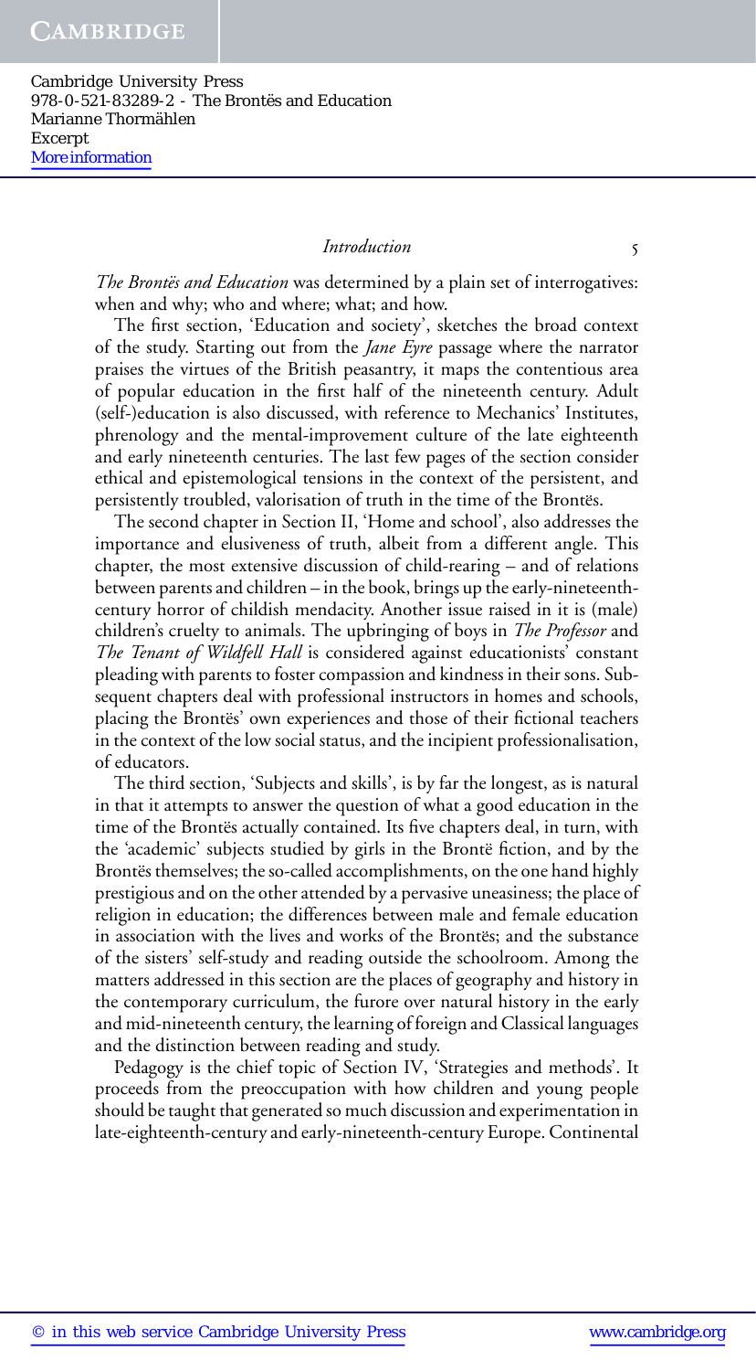*The Brontës and Education* was determined by a plain set of interrogatives: when and why; who and where; what; and how.

The first section, 'Education and society', sketches the broad context of the study. Starting out from the *Jane Eyre* passage where the narrator praises the virtues of the British peasantry, it maps the contentious area of popular education in the first half of the nineteenth century. Adult (self-)education is also discussed, with reference to Mechanics' Institutes, phrenology and the mental-improvement culture of the late eighteenth and early nineteenth centuries. The last few pages of the section consider ethical and epistemological tensions in the context of the persistent, and persistently troubled, valorisation of truth in the time of the Brontës.

The second chapter in Section II, 'Home and school', also addresses the importance and elusiveness of truth, albeit from a different angle. This chapter, the most extensive discussion of child-rearing – and of relations between parents and children – in the book, brings up the early-nineteenth-century horror of childish mendacity. Another issue raised in it is (male) children's cruelty to animals. The upbringing of boys in *The Professor* and *The Tenant of Wildfell Hall* is considered against educationists' constant pleading with parents to foster compassion and kindness in their sons. Subsequent chapters deal with professional instructors in homes and schools, placing the Brontës' own experiences and those of their fictional teachers in the context of the low social status, and the incipient professionalisation, of educators.

The third section, 'Subjects and skills', is by far the longest, as is natural in that it attempts to answer the question of what a good education in the time of the Brontës actually contained. Its five chapters deal, in turn, with the 'academic' subjects studied by girls in the Brontë fiction, and by the Brontës themselves; the so-called accomplishments, on the one hand highly prestigious and on the other attended by a pervasive uneasiness; the place of religion in education; the differences between male and female education in association with the lives and works of the Brontës; and the substance of the sisters' self-study and reading outside the schoolroom. Among the matters addressed in this section are the places of geography and history in the contemporary curriculum, the furore over natural history in the early and mid-nineteenth century, the learning of foreign and Classical languages and the distinction between reading and study.

Pedagogy is the chief topic of Section IV, 'Strategies and methods'. It proceeds from the preoccupation with how children and young people should be taught that generated so much discussion and experimentation in late-eighteenth-century and early-nineteenth-century Europe. Continental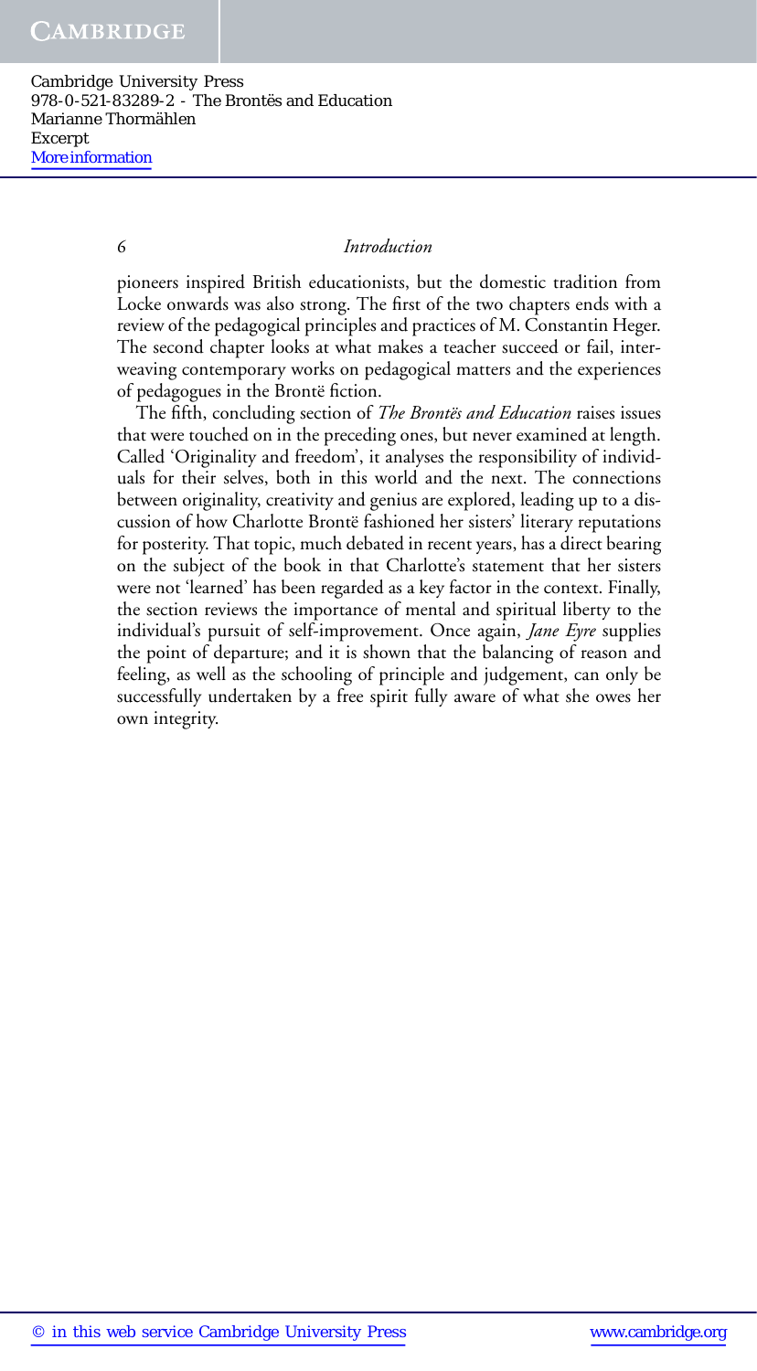pioneers inspired British educationists, but the domestic tradition from Locke onwards was also strong. The first of the two chapters ends with a review of the pedagogical principles and practices of M. Constantin Heger. The second chapter looks at what makes a teacher succeed or fail, interweaving contemporary works on pedagogical matters and the experiences of pedagogues in the Brontë fiction.

The fifth, concluding section of *The Brontës and Education* raises issues that were touched on in the preceding ones, but never examined at length. Called 'Originality and freedom', it analyses the responsibility of individuals for their selves, both in this world and the next. The connections between originality, creativity and genius are explored, leading up to a discussion of how Charlotte Brontë fashioned her sisters' literary reputations for posterity. That topic, much debated in recent years, has a direct bearing on the subject of the book in that Charlotte's statement that her sisters were not 'learned' has been regarded as a key factor in the context. Finally, the section reviews the importance of mental and spiritual liberty to the individual's pursuit of self-improvement. Once again, *Jane Eyre* supplies the point of departure; and it is shown that the balancing of reason and feeling, as well as the schooling of principle and judgement, can only be successfully undertaken by a free spirit fully aware of what she owes her own integrity.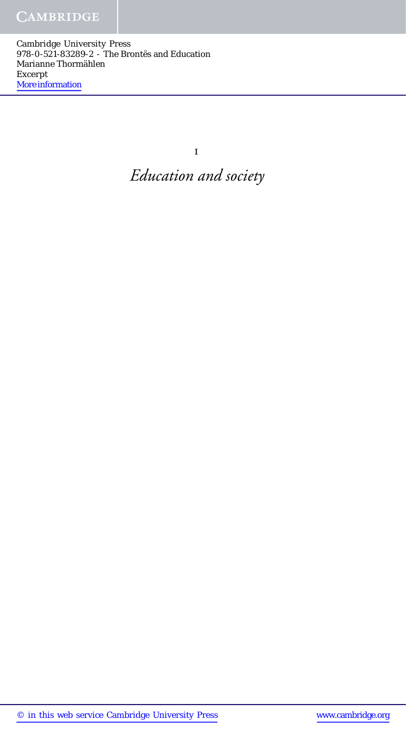# 1

# *Education and society*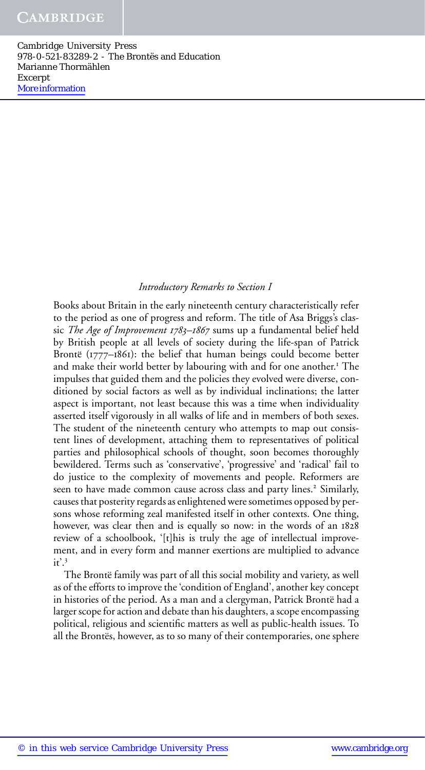### *Introductory Remarks to Section I*

Books about Britain in the early nineteenth century characteristically refer to the period as one of progress and reform. The title of Asa Briggs's classic *The Age of Improvement 1783–1867* sums up a fundamental belief held by British people at all levels of society during the life-span of Patrick Brontë (1777–1861): the belief that human beings could become better and make their world better by labouring with and for one another.[1] The impulses that guided them and the policies they evolved were diverse, conditioned by social factors as well as by individual inclinations; the latter aspect is important, not least because this was a time when individuality asserted itself vigorously in all walks of life and in members of both sexes. The student of the nineteenth century who attempts to map out consistent lines of development, attaching them to representatives of political parties and philosophical schools of thought, soon becomes thoroughly bewildered. Terms such as 'conservative', 'progressive' and 'radical' fail to do justice to the complexity of movements and people. Reformers are seen to have made common cause across class and party lines.[2] Similarly, causes that posterity regards as enlightened were sometimes opposed by persons whose reforming zeal manifested itself in other contexts. One thing, however, was clear then and is equally so now: in the words of an 1828 review of a schoolbook, '[t]his is truly the age of intellectual improvement, and in every form and manner exertions are multiplied to advance it'.[3]

The Brontë family was part of all this social mobility and variety, as well as of the efforts to improve the 'condition of England', another key concept in histories of the period. As a man and a clergyman, Patrick Brontë had a larger scope for action and debate than his daughters, a scope encompassing political, religious and scientific matters as well as public-health issues. To all the Brontës, however, as to so many of their contemporaries, one sphere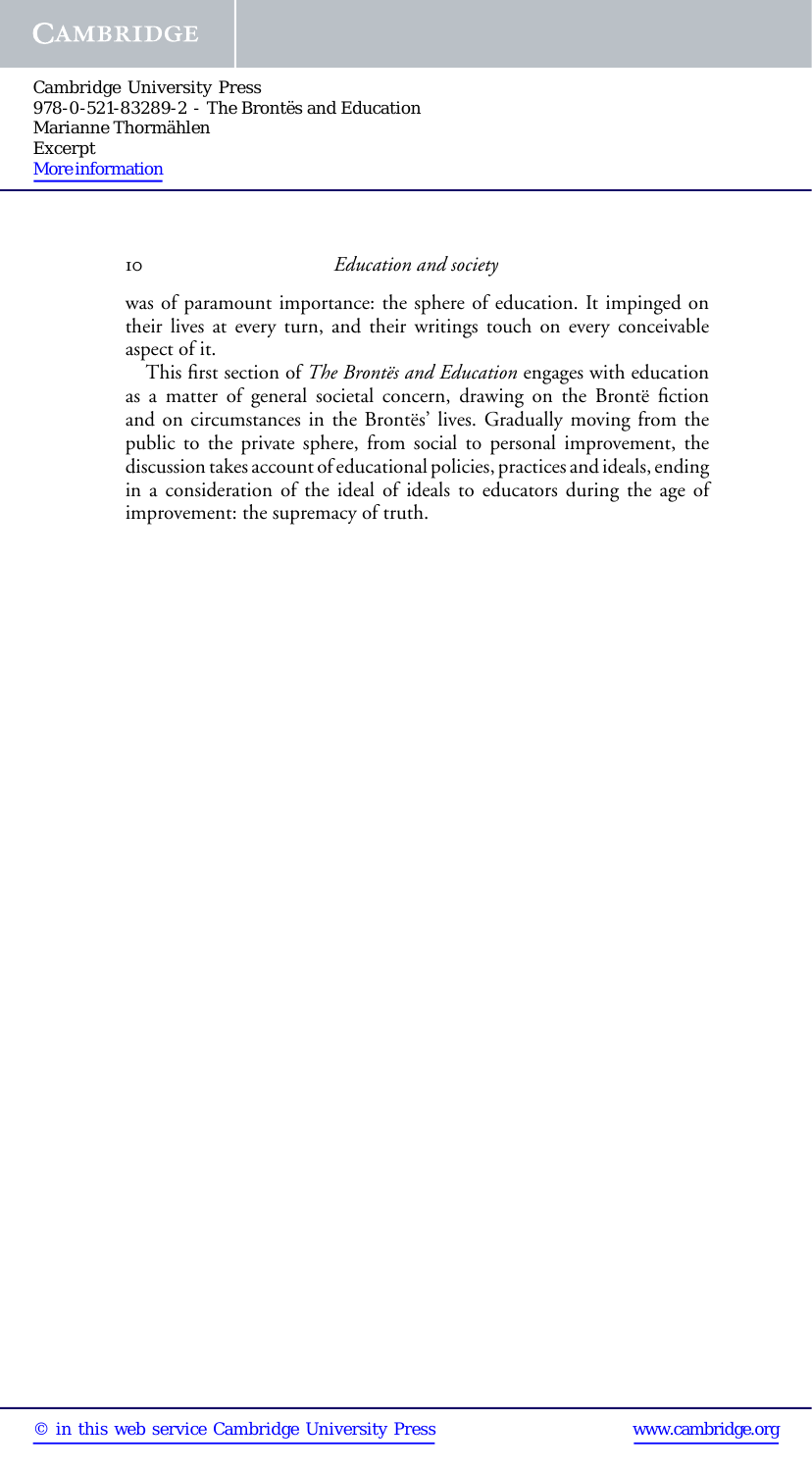was of paramount importance: the sphere of education. It impinged on their lives at every turn, and their writings touch on every conceivable aspect of it.

This first section of *The Brontës and Education* engages with education as a matter of general societal concern, drawing on the Brontë fiction and on circumstances in the Brontës' lives. Gradually moving from the public to the private sphere, from social to personal improvement, the discussion takes account of educational policies, practices and ideals, ending in a consideration of the ideal of ideals to educators during the age of improvement: the supremacy of truth.